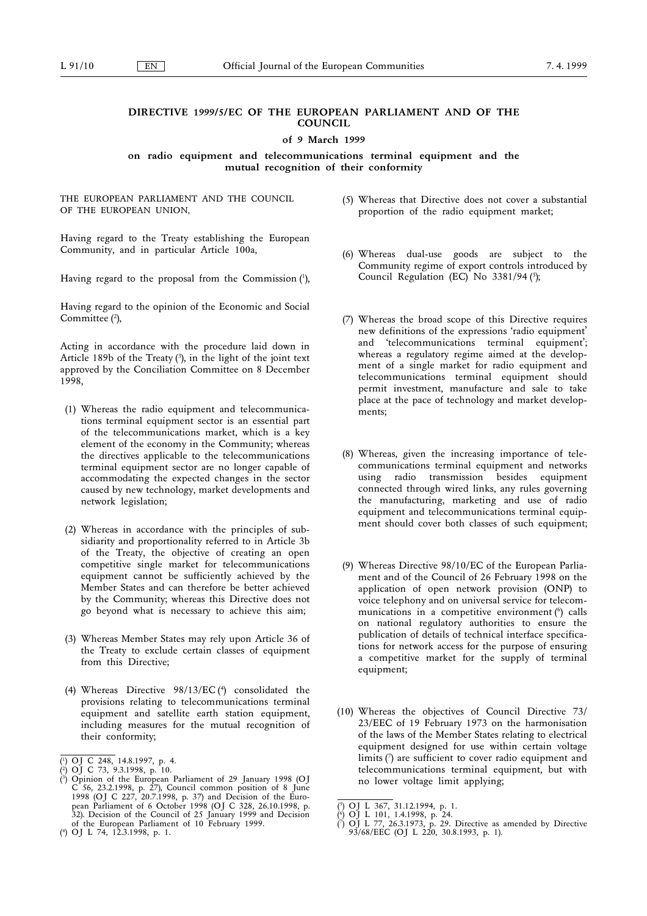# DIRECTIVE 1999/5/EC OF THE EUROPEAN PARLIAMENT AND OF THE COUNCIL

**of 9 March 1999**

**on radio equipment and telecommunications terminal equipment and the mutual recognition of their conformity**

THE EUROPEAN PARLIAMENT AND THE COUNCIL OF THE EUROPEAN UNION,

Having regard to the Treaty establishing the European Community, and in particular Article 100a,

Having regard to the proposal from the Commission [1],

Having regard to the opinion of the Economic and Social Committee [2],

Acting in accordance with the procedure laid down in Article 189b of the Treaty [3], in the light of the joint text approved by the Conciliation Committee on 8 December 1998,

(1) Whereas the radio equipment and telecommunications terminal equipment sector is an essential part of the telecommunications market, which is a key element of the economy in the Community; whereas the directives applicable to the telecommunications terminal equipment sector are no longer capable of accommodating the expected changes in the sector caused by new technology, market developments and network legislation;

(2) Whereas in accordance with the principles of subsidiarity and proportionality referred to in Article 3b of the Treaty, the objective of creating an open competitive single market for telecommunications equipment cannot be sufficiently achieved by the Member States and can therefore be better achieved by the Community; whereas this Directive does not go beyond what is necessary to achieve this aim;

(3) Whereas Member States may rely upon Article 36 of the Treaty to exclude certain classes of equipment from this Directive;

(4) Whereas Directive 98/13/EC [4] consolidated the provisions relating to telecommunications terminal equipment and satellite earth station equipment, including measures for the mutual recognition of their conformity;

(5) Whereas that Directive does not cover a substantial proportion of the radio equipment market;

(6) Whereas dual-use goods are subject to the Community regime of export controls introduced by Council Regulation (EC) No 3381/94 [5];

(7) Whereas the broad scope of this Directive requires new definitions of the expressions 'radio equipment' and 'telecommunications terminal equipment'; whereas a regulatory regime aimed at the development of a single market for radio equipment and telecommunications terminal equipment should permit investment, manufacture and sale to take place at the pace of technology and market developments;

(8) Whereas, given the increasing importance of telecommunications terminal equipment and networks using radio transmission besides equipment connected through wired links, any rules governing the manufacturing, marketing and use of radio equipment and telecommunications terminal equipment should cover both classes of such equipment;

(9) Whereas Directive 98/10/EC of the European Parliament and of the Council of 26 February 1998 on the application of open network provision (ONP) to voice telephony and on universal service for telecommunications in a competitive environment [6] calls on national regulatory authorities to ensure the publication of details of technical interface specifications for network access for the purpose of ensuring a competitive market for the supply of terminal equipment;

(10) Whereas the objectives of Council Directive 73/23/EEC of 19 February 1973 on the harmonisation of the laws of the Member States relating to electrical equipment designed for use within certain voltage limits [7] are sufficient to cover radio equipment and telecommunications terminal equipment, but with no lower voltage limit applying;

---

[1] OJ C 248, 14.8.1997, p. 4.
[2] OJ C 73, 9.3.1998, p. 10.
[3] Opinion of the European Parliament of 29 January 1998 (OJ C 56, 23.2.1998, p. 27), Council common position of 8 June 1998 (OJ C 227, 20.7.1998, p. 37) and Decision of the European Parliament of 6 October 1998 (OJ C 328, 26.10.1998, p. 32). Decision of the Council of 25 January 1999 and Decision of the European Parliament of 10 February 1999.
[4] OJ L 74, 12.3.1998, p. 1.
[5] OJ L 367, 31.12.1994, p. 1.
[6] OJ L 101, 1.4.1998, p. 24.
[7] OJ L 77, 26.3.1973, p. 29. Directive as amended by Directive 93/68/EEC (OJ L 220, 30.8.1993, p. 1).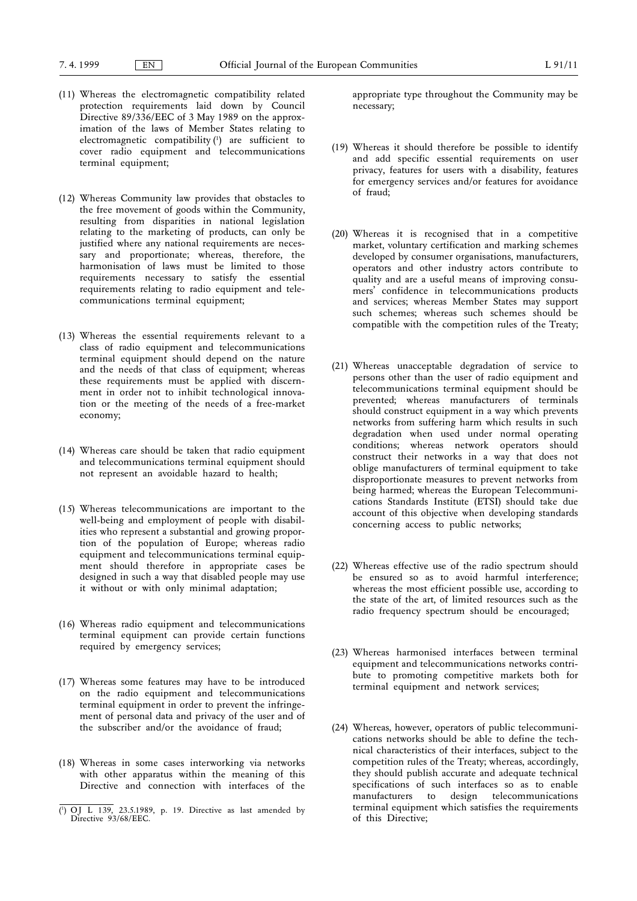(11) Whereas the electromagnetic compatibility related protection requirements laid down by Council Directive 89/336/EEC of 3 May 1989 on the approximation of the laws of Member States relating to electromagnetic compatibility [1] are sufficient to cover radio equipment and telecommunications terminal equipment;

(12) Whereas Community law provides that obstacles to the free movement of goods within the Community, resulting from disparities in national legislation relating to the marketing of products, can only be justified where any national requirements are necessary and proportionate; whereas, therefore, the harmonisation of laws must be limited to those requirements necessary to satisfy the essential requirements relating to radio equipment and telecommunications terminal equipment;

(13) Whereas the essential requirements relevant to a class of radio equipment and telecommunications terminal equipment should depend on the nature and the needs of that class of equipment; whereas these requirements must be applied with discernment in order not to inhibit technological innovation or the meeting of the needs of a free-market economy;

(14) Whereas care should be taken that radio equipment and telecommunications terminal equipment should not represent an avoidable hazard to health;

(15) Whereas telecommunications are important to the well-being and employment of people with disabilities who represent a substantial and growing proportion of the population of Europe; whereas radio equipment and telecommunications terminal equipment should therefore in appropriate cases be designed in such a way that disabled people may use it without or with only minimal adaptation;

(16) Whereas radio equipment and telecommunications terminal equipment can provide certain functions required by emergency services;

(17) Whereas some features may have to be introduced on the radio equipment and telecommunications terminal equipment in order to prevent the infringement of personal data and privacy of the user and of the subscriber and/or the avoidance of fraud;

(18) Whereas in some cases interworking via networks with other apparatus within the meaning of this Directive and connection with interfaces of the appropriate type throughout the Community may be necessary;

(19) Whereas it should therefore be possible to identify and add specific essential requirements on user privacy, features for users with a disability, features for emergency services and/or features for avoidance of fraud;

(20) Whereas it is recognised that in a competitive market, voluntary certification and marking schemes developed by consumer organisations, manufacturers, operators and other industry actors contribute to quality and are a useful means of improving consumers' confidence in telecommunications products and services; whereas Member States may support such schemes; whereas such schemes should be compatible with the competition rules of the Treaty;

(21) Whereas unacceptable degradation of service to persons other than the user of radio equipment and telecommunications terminal equipment should be prevented; whereas manufacturers of terminals should construct equipment in a way which prevents networks from suffering harm which results in such degradation when used under normal operating conditions; whereas network operators should construct their networks in a way that does not oblige manufacturers of terminal equipment to take disproportionate measures to prevent networks from being harmed; whereas the European Telecommunications Standards Institute (ETSI) should take due account of this objective when developing standards concerning access to public networks;

(22) Whereas effective use of the radio spectrum should be ensured so as to avoid harmful interference; whereas the most efficient possible use, according to the state of the art, of limited resources such as the radio frequency spectrum should be encouraged;

(23) Whereas harmonised interfaces between terminal equipment and telecommunications networks contribute to promoting competitive markets both for terminal equipment and network services;

(24) Whereas, however, operators of public telecommunications networks should be able to define the technical characteristics of their interfaces, subject to the competition rules of the Treaty; whereas, accordingly, they should publish accurate and adequate technical specifications of such interfaces so as to enable manufacturers to design telecommunications terminal equipment which satisfies the requirements of this Directive;

[1] OJ L 139, 23.5.1989, p. 19. Directive as last amended by Directive 93/68/EEC.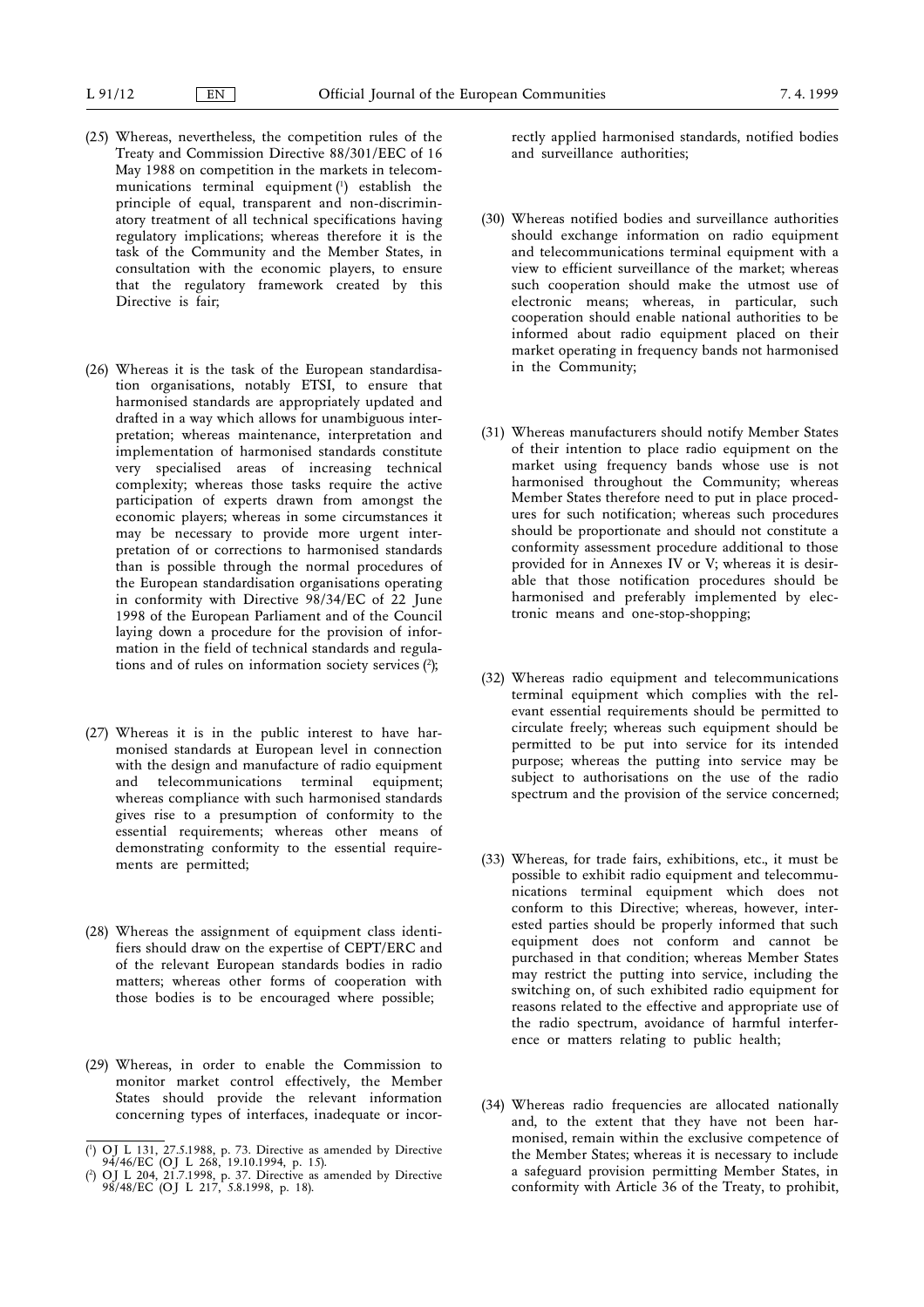(25) Whereas, nevertheless, the competition rules of the Treaty and Commission Directive 88/301/EEC of 16 May 1988 on competition in the markets in telecommunications terminal equipment [1] establish the principle of equal, transparent and non-discriminatory treatment of all technical specifications having regulatory implications; whereas therefore it is the task of the Community and the Member States, in consultation with the economic players, to ensure that the regulatory framework created by this Directive is fair;

(26) Whereas it is the task of the European standardisation organisations, notably ETSI, to ensure that harmonised standards are appropriately updated and drafted in a way which allows for unambiguous interpretation; whereas maintenance, interpretation and implementation of harmonised standards constitute very specialised areas of increasing technical complexity; whereas those tasks require the active participation of experts drawn from amongst the economic players; whereas in some circumstances it may be necessary to provide more urgent interpretation of or corrections to harmonised standards than is possible through the normal procedures of the European standardisation organisations operating in conformity with Directive 98/34/EC of 22 June 1998 of the European Parliament and of the Council laying down a procedure for the provision of information in the field of technical standards and regulations and of rules on information society services [2];

(27) Whereas it is in the public interest to have harmonised standards at European level in connection with the design and manufacture of radio equipment and telecommunications terminal equipment; whereas compliance with such harmonised standards gives rise to a presumption of conformity to the essential requirements; whereas other means of demonstrating conformity to the essential requirements are permitted;

(28) Whereas the assignment of equipment class identifiers should draw on the expertise of CEPT/ERC and of the relevant European standards bodies in radio matters; whereas other forms of cooperation with those bodies is to be encouraged where possible;

(29) Whereas, in order to enable the Commission to monitor market control effectively, the Member States should provide the relevant information concerning types of interfaces, inadequate or incorrectly applied harmonised standards, notified bodies and surveillance authorities;

(30) Whereas notified bodies and surveillance authorities should exchange information on radio equipment and telecommunications terminal equipment with a view to efficient surveillance of the market; whereas such cooperation should make the utmost use of electronic means; whereas, in particular, such cooperation should enable national authorities to be informed about radio equipment placed on their market operating in frequency bands not harmonised in the Community;

(31) Whereas manufacturers should notify Member States of their intention to place radio equipment on the market using frequency bands whose use is not harmonised throughout the Community; whereas Member States therefore need to put in place procedures for such notification; whereas such procedures should be proportionate and should not constitute a conformity assessment procedure additional to those provided for in Annexes IV or V; whereas it is desirable that those notification procedures should be harmonised and preferably implemented by electronic means and one-stop-shopping;

(32) Whereas radio equipment and telecommunications terminal equipment which complies with the relevant essential requirements should be permitted to circulate freely; whereas such equipment should be permitted to be put into service for its intended purpose; whereas the putting into service may be subject to authorisations on the use of the radio spectrum and the provision of the service concerned;

(33) Whereas, for trade fairs, exhibitions, etc., it must be possible to exhibit radio equipment and telecommunications terminal equipment which does not conform to this Directive; whereas, however, interested parties should be properly informed that such equipment does not conform and cannot be purchased in that condition; whereas Member States may restrict the putting into service, including the switching on, of such exhibited radio equipment for reasons related to the effective and appropriate use of the radio spectrum, avoidance of harmful interference or matters relating to public health;

(34) Whereas radio frequencies are allocated nationally and, to the extent that they have not been harmonised, remain within the exclusive competence of the Member States; whereas it is necessary to include a safeguard provision permitting Member States, in conformity with Article 36 of the Treaty, to prohibit,

---

[1] OJ L 131, 27.5.1988, p. 73. Directive as amended by Directive 94/46/EC (OJ L 268, 19.10.1994, p. 15).

[2] OJ L 204, 21.7.1998, p. 37. Directive as amended by Directive 98/48/EC (OJ L 217, 5.8.1998, p. 18).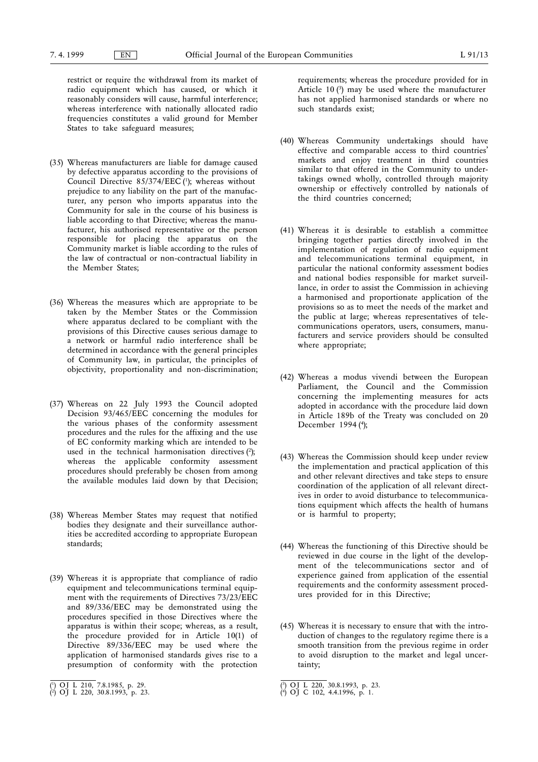restrict or require the withdrawal from its market of radio equipment which has caused, or which it reasonably considers will cause, harmful interference; whereas interference with nationally allocated radio frequencies constitutes a valid ground for Member States to take safeguard measures;

(35) Whereas manufacturers are liable for damage caused by defective apparatus according to the provisions of Council Directive 85/374/EEC [1]; whereas without prejudice to any liability on the part of the manufacturer, any person who imports apparatus into the Community for sale in the course of his business is liable according to that Directive; whereas the manufacturer, his authorised representative or the person responsible for placing the apparatus on the Community market is liable according to the rules of the law of contractual or non-contractual liability in the Member States;

(36) Whereas the measures which are appropriate to be taken by the Member States or the Commission where apparatus declared to be compliant with the provisions of this Directive causes serious damage to a network or harmful radio interference shall be determined in accordance with the general principles of Community law, in particular, the principles of objectivity, proportionality and non-discrimination;

(37) Whereas on 22 July 1993 the Council adopted Decision 93/465/EEC concerning the modules for the various phases of the conformity assessment procedures and the rules for the affixing and the use of EC conformity marking which are intended to be used in the technical harmonisation directives [2]; whereas the applicable conformity assessment procedures should preferably be chosen from among the available modules laid down by that Decision;

(38) Whereas Member States may request that notified bodies they designate and their surveillance authorities be accredited according to appropriate European standards;

(39) Whereas it is appropriate that compliance of radio equipment and telecommunications terminal equipment with the requirements of Directives 73/23/EEC and 89/336/EEC may be demonstrated using the procedures specified in those Directives where the apparatus is within their scope; whereas, as a result, the procedure provided for in Article 10(1) of Directive 89/336/EEC may be used where the application of harmonised standards gives rise to a presumption of conformity with the protection requirements; whereas the procedure provided for in Article 10 [3] may be used where the manufacturer has not applied harmonised standards or where no such standards exist;

(40) Whereas Community undertakings should have effective and comparable access to third countries' markets and enjoy treatment in third countries similar to that offered in the Community to undertakings owned wholly, controlled through majority ownership or effectively controlled by nationals of the third countries concerned;

(41) Whereas it is desirable to establish a committee bringing together parties directly involved in the implementation of regulation of radio equipment and telecommunications terminal equipment, in particular the national conformity assessment bodies and national bodies responsible for market surveillance, in order to assist the Commission in achieving a harmonised and proportionate application of the provisions so as to meet the needs of the market and the public at large; whereas representatives of telecommunications operators, users, consumers, manufacturers and service providers should be consulted where appropriate;

(42) Whereas a modus vivendi between the European Parliament, the Council and the Commission concerning the implementing measures for acts adopted in accordance with the procedure laid down in Article 189b of the Treaty was concluded on 20 December 1994 [4];

(43) Whereas the Commission should keep under review the implementation and practical application of this and other relevant directives and take steps to ensure coordination of the application of all relevant directives in order to avoid disturbance to telecommunications equipment which affects the health of humans or is harmful to property;

(44) Whereas the functioning of this Directive should be reviewed in due course in the light of the development of the telecommunications sector and of experience gained from application of the essential requirements and the conformity assessment procedures provided for in this Directive;

(45) Whereas it is necessary to ensure that with the introduction of changes to the regulatory regime there is a smooth transition from the previous regime in order to avoid disruption to the market and legal uncertainty;

---

[1] OJ L 210, 7.8.1985, p. 29.
[2] OJ L 220, 30.8.1993, p. 23.
[3] OJ L 220, 30.8.1993, p. 23.
[4] OJ C 102, 4.4.1996, p. 1.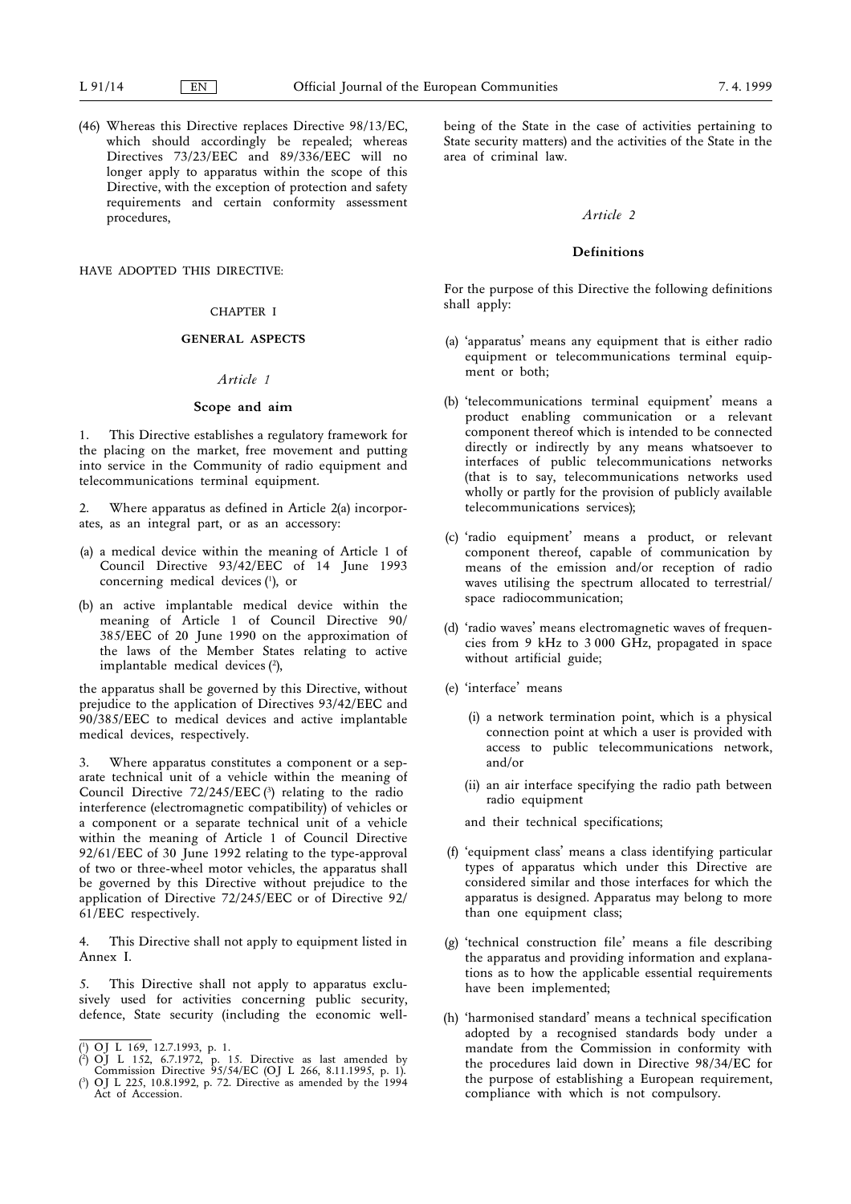(46) Whereas this Directive replaces Directive 98/13/EC, which should accordingly be repealed; whereas Directives 73/23/EEC and 89/336/EEC will no longer apply to apparatus within the scope of this Directive, with the exception of protection and safety requirements and certain conformity assessment procedures,

HAVE ADOPTED THIS DIRECTIVE:

## CHAPTER I

## GENERAL ASPECTS

*Article 1*

### Scope and aim

1. This Directive establishes a regulatory framework for the placing on the market, free movement and putting into service in the Community of radio equipment and telecommunications terminal equipment.

2. Where apparatus as defined in Article 2(a) incorporates, as an integral part, or as an accessory:

(a) a medical device within the meaning of Article 1 of Council Directive 93/42/EEC of 14 June 1993 concerning medical devices [1], or

(b) an active implantable medical device within the meaning of Article 1 of Council Directive 90/385/EEC of 20 June 1990 on the approximation of the laws of the Member States relating to active implantable medical devices [2],

the apparatus shall be governed by this Directive, without prejudice to the application of Directives 93/42/EEC and 90/385/EEC to medical devices and active implantable medical devices, respectively.

3. Where apparatus constitutes a component or a separate technical unit of a vehicle within the meaning of Council Directive 72/245/EEC [3] relating to the radio interference (electromagnetic compatibility) of vehicles or a component or a separate technical unit of a vehicle within the meaning of Article 1 of Council Directive 92/61/EEC of 30 June 1992 relating to the type-approval of two or three-wheel motor vehicles, the apparatus shall be governed by this Directive without prejudice to the application of Directive 72/245/EEC or of Directive 92/61/EEC respectively.

4. This Directive shall not apply to equipment listed in Annex I.

5. This Directive shall not apply to apparatus exclusively used for activities concerning public security, defence, State security (including the economic well-being of the State in the case of activities pertaining to State security matters) and the activities of the State in the area of criminal law.

*Article 2*

### Definitions

For the purpose of this Directive the following definitions shall apply:

(a) 'apparatus' means any equipment that is either radio equipment or telecommunications terminal equipment or both;

(b) 'telecommunications terminal equipment' means a product enabling communication or a relevant component thereof which is intended to be connected directly or indirectly by any means whatsoever to interfaces of public telecommunications networks (that is to say, telecommunications networks used wholly or partly for the provision of publicly available telecommunications services);

(c) 'radio equipment' means a product, or relevant component thereof, capable of communication by means of the emission and/or reception of radio waves utilising the spectrum allocated to terrestrial/space radiocommunication;

(d) 'radio waves' means electromagnetic waves of frequencies from 9 kHz to 3 000 GHz, propagated in space without artificial guide;

(e) 'interface' means

   (i) a network termination point, which is a physical connection point at which a user is provided with access to public telecommunications network, and/or

   (ii) an air interface specifying the radio path between radio equipment

   and their technical specifications;

(f) 'equipment class' means a class identifying particular types of apparatus which under this Directive are considered similar and those interfaces for which the apparatus is designed. Apparatus may belong to more than one equipment class;

(g) 'technical construction file' means a file describing the apparatus and providing information and explanations as to how the applicable essential requirements have been implemented;

(h) 'harmonised standard' means a technical specification adopted by a recognised standards body under a mandate from the Commission in conformity with the procedures laid down in Directive 98/34/EC for the purpose of establishing a European requirement, compliance with which is not compulsory.

---

[1] OJ L 169, 12.7.1993, p. 1.
[2] OJ L 152, 6.7.1972, p. 15. Directive as last amended by Commission Directive 95/54/EC (OJ L 266, 8.11.1995, p. 1).
[3] OJ L 225, 10.8.1992, p. 72. Directive as amended by the 1994 Act of Accession.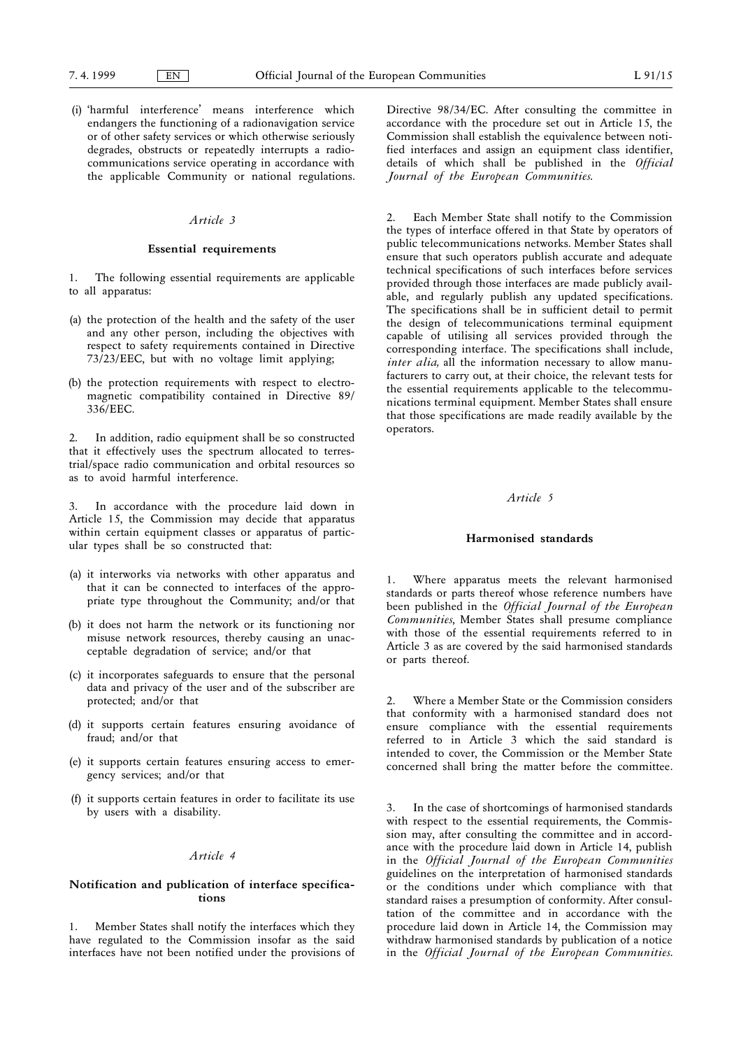(i) 'harmful interference' means interference which endangers the functioning of a radionavigation service or of other safety services or which otherwise seriously degrades, obstructs or repeatedly interrupts a radiocommunications service operating in accordance with the applicable Community or national regulations.

*Article 3*

**Essential requirements**

1. The following essential requirements are applicable to all apparatus:

(a) the protection of the health and the safety of the user and any other person, including the objectives with respect to safety requirements contained in Directive 73/23/EEC, but with no voltage limit applying;

(b) the protection requirements with respect to electromagnetic compatibility contained in Directive 89/336/EEC.

2. In addition, radio equipment shall be so constructed that it effectively uses the spectrum allocated to terrestrial/space radio communication and orbital resources so as to avoid harmful interference.

3. In accordance with the procedure laid down in Article 15, the Commission may decide that apparatus within certain equipment classes or apparatus of particular types shall be so constructed that:

(a) it interworks via networks with other apparatus and that it can be connected to interfaces of the appropriate type throughout the Community; and/or that

(b) it does not harm the network or its functioning nor misuse network resources, thereby causing an unacceptable degradation of service; and/or that

(c) it incorporates safeguards to ensure that the personal data and privacy of the user and of the subscriber are protected; and/or that

(d) it supports certain features ensuring avoidance of fraud; and/or that

(e) it supports certain features ensuring access to emergency services; and/or that

(f) it supports certain features in order to facilitate its use by users with a disability.

*Article 4*

**Notification and publication of interface specifications**

1. Member States shall notify the interfaces which they have regulated to the Commission insofar as the said interfaces have not been notified under the provisions of Directive 98/34/EC. After consulting the committee in accordance with the procedure set out in Article 15, the Commission shall establish the equivalence between notified interfaces and assign an equipment class identifier, details of which shall be published in the *Official Journal of the European Communities.*

2. Each Member State shall notify to the Commission the types of interface offered in that State by operators of public telecommunications networks. Member States shall ensure that such operators publish accurate and adequate technical specifications of such interfaces before services provided through those interfaces are made publicly available, and regularly publish any updated specifications. The specifications shall be in sufficient detail to permit the design of telecommunications terminal equipment capable of utilising all services provided through the corresponding interface. The specifications shall include, *inter alia,* all the information necessary to allow manufacturers to carry out, at their choice, the relevant tests for the essential requirements applicable to the telecommunications terminal equipment. Member States shall ensure that those specifications are made readily available by the operators.

*Article 5*

**Harmonised standards**

1. Where apparatus meets the relevant harmonised standards or parts thereof whose reference numbers have been published in the *Official Journal of the European Communities*, Member States shall presume compliance with those of the essential requirements referred to in Article 3 as are covered by the said harmonised standards or parts thereof.

2. Where a Member State or the Commission considers that conformity with a harmonised standard does not ensure compliance with the essential requirements referred to in Article 3 which the said standard is intended to cover, the Commission or the Member State concerned shall bring the matter before the committee.

3. In the case of shortcomings of harmonised standards with respect to the essential requirements, the Commission may, after consulting the committee and in accordance with the procedure laid down in Article 14, publish in the *Official Journal of the European Communities* guidelines on the interpretation of harmonised standards or the conditions under which compliance with that standard raises a presumption of conformity. After consultation of the committee and in accordance with the procedure laid down in Article 14, the Commission may withdraw harmonised standards by publication of a notice in the *Official Journal of the European Communities.*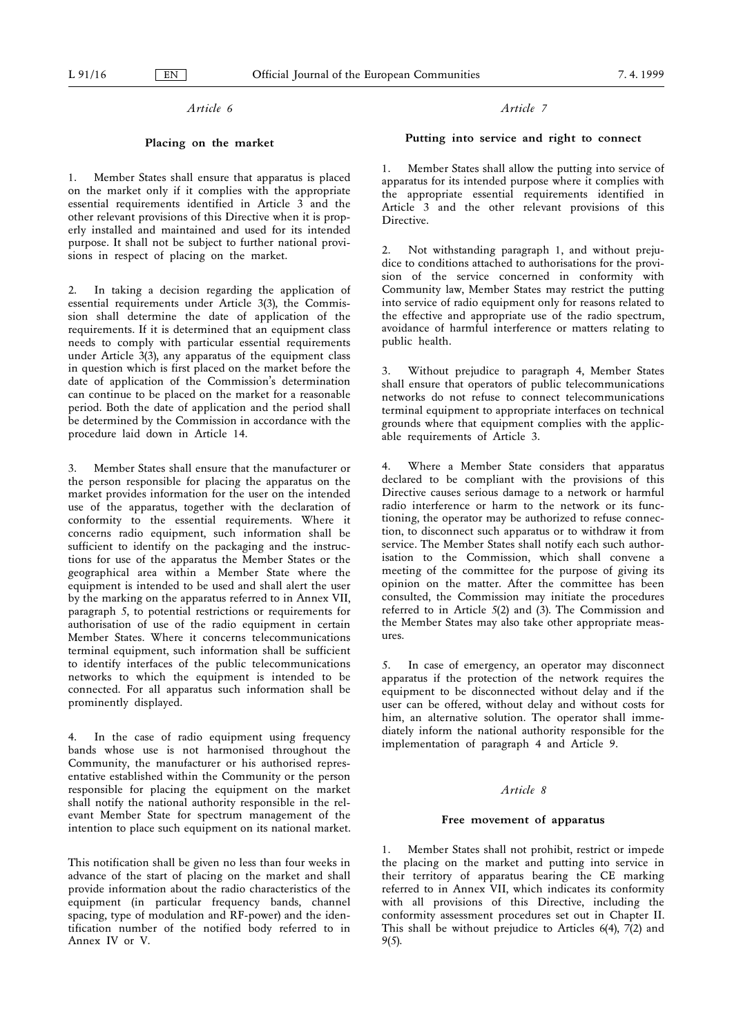*Article 6*

**Placing on the market**

1. Member States shall ensure that apparatus is placed on the market only if it complies with the appropriate essential requirements identified in Article 3 and the other relevant provisions of this Directive when it is properly installed and maintained and used for its intended purpose. It shall not be subject to further national provisions in respect of placing on the market.

2. In taking a decision regarding the application of essential requirements under Article 3(3), the Commission shall determine the date of application of the requirements. If it is determined that an equipment class needs to comply with particular essential requirements under Article 3(3), any apparatus of the equipment class in question which is first placed on the market before the date of application of the Commission's determination can continue to be placed on the market for a reasonable period. Both the date of application and the period shall be determined by the Commission in accordance with the procedure laid down in Article 14.

3. Member States shall ensure that the manufacturer or the person responsible for placing the apparatus on the market provides information for the user on the intended use of the apparatus, together with the declaration of conformity to the essential requirements. Where it concerns radio equipment, such information shall be sufficient to identify on the packaging and the instructions for use of the apparatus the Member States or the geographical area within a Member State where the equipment is intended to be used and shall alert the user by the marking on the apparatus referred to in Annex VII, paragraph 5, to potential restrictions or requirements for authorisation of use of the radio equipment in certain Member States. Where it concerns telecommunications terminal equipment, such information shall be sufficient to identify interfaces of the public telecommunications networks to which the equipment is intended to be connected. For all apparatus such information shall be prominently displayed.

4. In the case of radio equipment using frequency bands whose use is not harmonised throughout the Community, the manufacturer or his authorised representative established within the Community or the person responsible for placing the equipment on the market shall notify the national authority responsible in the relevant Member State for spectrum management of the intention to place such equipment on its national market.

This notification shall be given no less than four weeks in advance of the start of placing on the market and shall provide information about the radio characteristics of the equipment (in particular frequency bands, channel spacing, type of modulation and RF-power) and the identification number of the notified body referred to in Annex IV or V.

*Article 7*

**Putting into service and right to connect**

1. Member States shall allow the putting into service of apparatus for its intended purpose where it complies with the appropriate essential requirements identified in Article 3 and the other relevant provisions of this Directive.

2. Not withstanding paragraph 1, and without prejudice to conditions attached to authorisations for the provision of the service concerned in conformity with Community law, Member States may restrict the putting into service of radio equipment only for reasons related to the effective and appropriate use of the radio spectrum, avoidance of harmful interference or matters relating to public health.

3. Without prejudice to paragraph 4, Member States shall ensure that operators of public telecommunications networks do not refuse to connect telecommunications terminal equipment to appropriate interfaces on technical grounds where that equipment complies with the applicable requirements of Article 3.

4. Where a Member State considers that apparatus declared to be compliant with the provisions of this Directive causes serious damage to a network or harmful radio interference or harm to the network or its functioning, the operator may be authorized to refuse connection, to disconnect such apparatus or to withdraw it from service. The Member States shall notify each such authorisation to the Commission, which shall convene a meeting of the committee for the purpose of giving its opinion on the matter. After the committee has been consulted, the Commission may initiate the procedures referred to in Article 5(2) and (3). The Commission and the Member States may also take other appropriate measures.

5. In case of emergency, an operator may disconnect apparatus if the protection of the network requires the equipment to be disconnected without delay and if the user can be offered, without delay and without costs for him, an alternative solution. The operator shall immediately inform the national authority responsible for the implementation of paragraph 4 and Article 9.

*Article 8*

**Free movement of apparatus**

1. Member States shall not prohibit, restrict or impede the placing on the market and putting into service in their territory of apparatus bearing the CE marking referred to in Annex VII, which indicates its conformity with all provisions of this Directive, including the conformity assessment procedures set out in Chapter II. This shall be without prejudice to Articles 6(4), 7(2) and 9(5).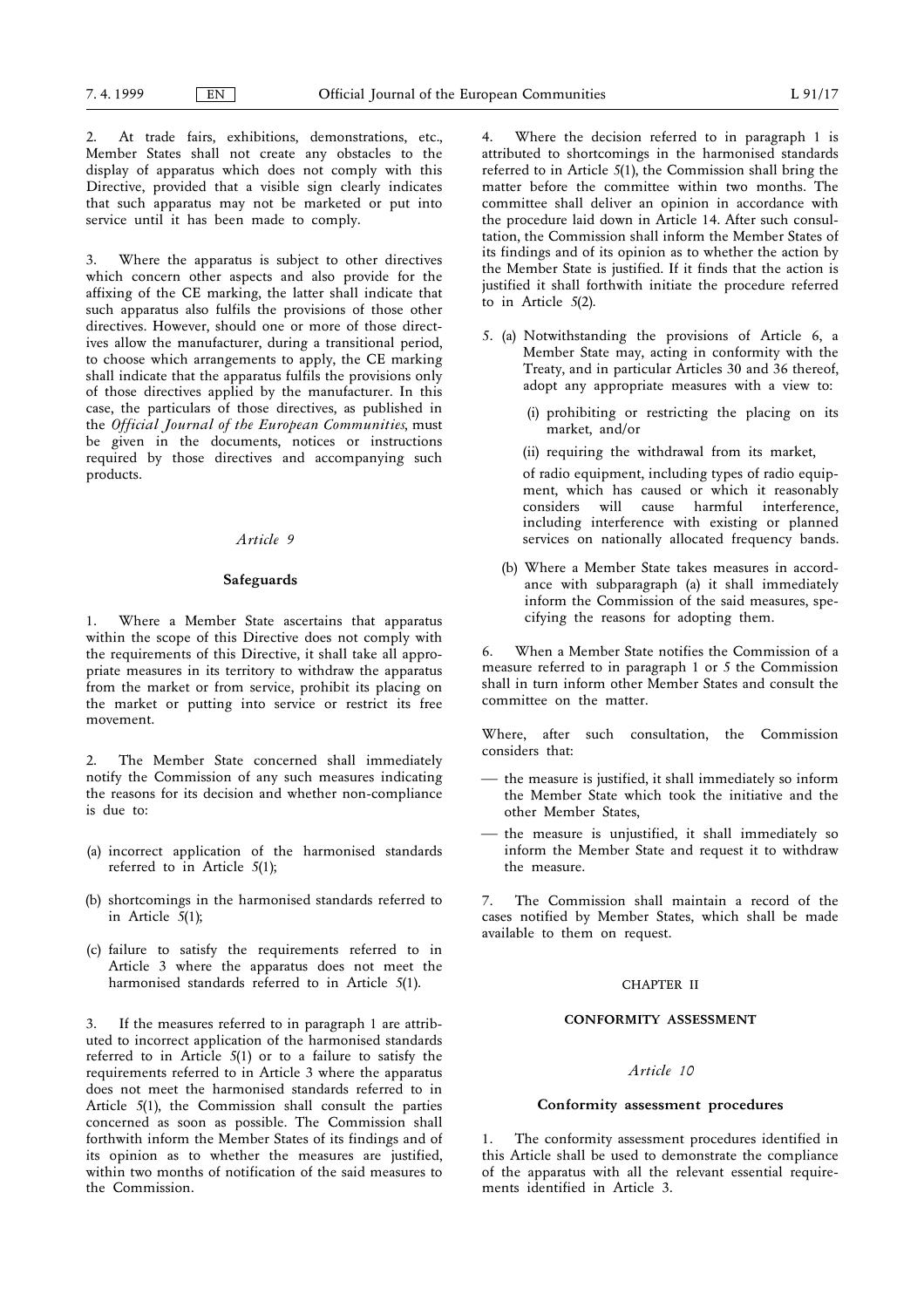2. At trade fairs, exhibitions, demonstrations, etc., Member States shall not create any obstacles to the display of apparatus which does not comply with this Directive, provided that a visible sign clearly indicates that such apparatus may not be marketed or put into service until it has been made to comply.

3. Where the apparatus is subject to other directives which concern other aspects and also provide for the affixing of the CE marking, the latter shall indicate that such apparatus also fulfils the provisions of those other directives. However, should one or more of those directives allow the manufacturer, during a transitional period, to choose which arrangements to apply, the CE marking shall indicate that the apparatus fulfils the provisions only of those directives applied by the manufacturer. In this case, the particulars of those directives, as published in the *Official Journal of the European Communities*, must be given in the documents, notices or instructions required by those directives and accompanying such products.

*Article 9*

**Safeguards**

1. Where a Member State ascertains that apparatus within the scope of this Directive does not comply with the requirements of this Directive, it shall take all appropriate measures in its territory to withdraw the apparatus from the market or from service, prohibit its placing on the market or putting into service or restrict its free movement.

2. The Member State concerned shall immediately notify the Commission of any such measures indicating the reasons for its decision and whether non-compliance is due to:

(a) incorrect application of the harmonised standards referred to in Article 5(1);

(b) shortcomings in the harmonised standards referred to in Article 5(1);

(c) failure to satisfy the requirements referred to in Article 3 where the apparatus does not meet the harmonised standards referred to in Article 5(1).

3. If the measures referred to in paragraph 1 are attributed to incorrect application of the harmonised standards referred to in Article 5(1) or to a failure to satisfy the requirements referred to in Article 3 where the apparatus does not meet the harmonised standards referred to in Article 5(1), the Commission shall consult the parties concerned as soon as possible. The Commission shall forthwith inform the Member States of its findings and of its opinion as to whether the measures are justified, within two months of notification of the said measures to the Commission.

4. Where the decision referred to in paragraph 1 is attributed to shortcomings in the harmonised standards referred to in Article 5(1), the Commission shall bring the matter before the committee within two months. The committee shall deliver an opinion in accordance with the procedure laid down in Article 14. After such consultation, the Commission shall inform the Member States of its findings and of its opinion as to whether the action by the Member State is justified. If it finds that the action is justified it shall forthwith initiate the procedure referred to in Article 5(2).

5. (a) Notwithstanding the provisions of Article 6, a Member State may, acting in conformity with the Treaty, and in particular Articles 30 and 36 thereof, adopt any appropriate measures with a view to:

   (i) prohibiting or restricting the placing on its market, and/or

   (ii) requiring the withdrawal from its market,

   of radio equipment, including types of radio equipment, which has caused or which it reasonably considers will cause harmful interference, including interference with existing or planned services on nationally allocated frequency bands.

   (b) Where a Member State takes measures in accordance with subparagraph (a) it shall immediately inform the Commission of the said measures, specifying the reasons for adopting them.

6. When a Member State notifies the Commission of a measure referred to in paragraph 1 or 5 the Commission shall in turn inform other Member States and consult the committee on the matter.

Where, after such consultation, the Commission considers that:

- the measure is justified, it shall immediately so inform the Member State which took the initiative and the other Member States,
- the measure is unjustified, it shall immediately so inform the Member State and request it to withdraw the measure.

7. The Commission shall maintain a record of the cases notified by Member States, which shall be made available to them on request.

CHAPTER II

**CONFORMITY ASSESSMENT**

*Article 10*

**Conformity assessment procedures**

1. The conformity assessment procedures identified in this Article shall be used to demonstrate the compliance of the apparatus with all the relevant essential requirements identified in Article 3.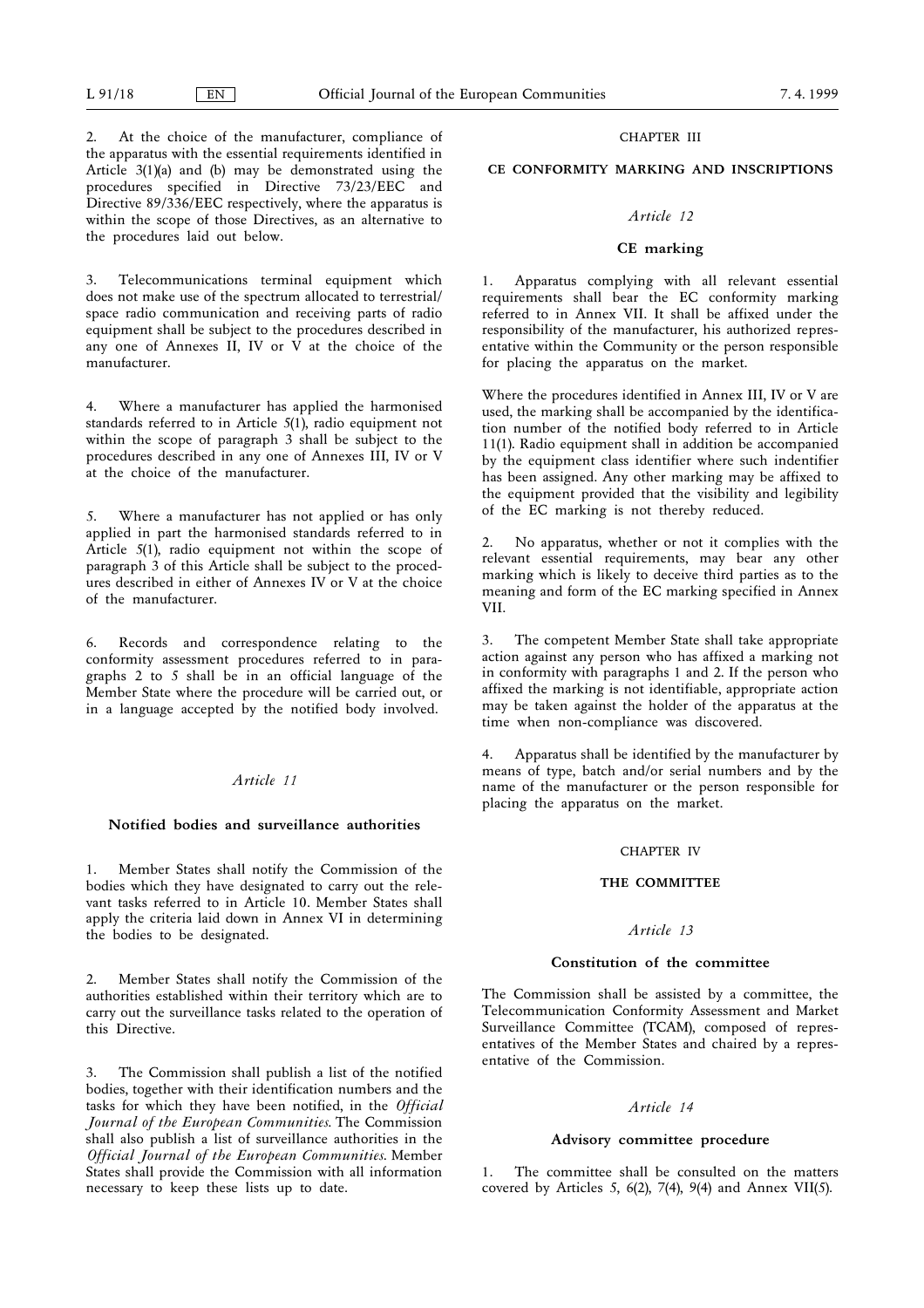2. At the choice of the manufacturer, compliance of the apparatus with the essential requirements identified in Article 3(1)(a) and (b) may be demonstrated using the procedures specified in Directive 73/23/EEC and Directive 89/336/EEC respectively, where the apparatus is within the scope of those Directives, as an alternative to the procedures laid out below.

3. Telecommunications terminal equipment which does not make use of the spectrum allocated to terrestrial/space radio communication and receiving parts of radio equipment shall be subject to the procedures described in any one of Annexes II, IV or V at the choice of the manufacturer.

4. Where a manufacturer has applied the harmonised standards referred to in Article 5(1), radio equipment not within the scope of paragraph 3 shall be subject to the procedures described in any one of Annexes III, IV or V at the choice of the manufacturer.

5. Where a manufacturer has not applied or has only applied in part the harmonised standards referred to in Article 5(1), radio equipment not within the scope of paragraph 3 of this Article shall be subject to the procedures described in either of Annexes IV or V at the choice of the manufacturer.

6. Records and correspondence relating to the conformity assessment procedures referred to in paragraphs 2 to 5 shall be in an official language of the Member State where the procedure will be carried out, or in a language accepted by the notified body involved.

### *Article 11*

### Notified bodies and surveillance authorities

1. Member States shall notify the Commission of the bodies which they have designated to carry out the relevant tasks referred to in Article 10. Member States shall apply the criteria laid down in Annex VI in determining the bodies to be designated.

2. Member States shall notify the Commission of the authorities established within their territory which are to carry out the surveillance tasks related to the operation of this Directive.

3. The Commission shall publish a list of the notified bodies, together with their identification numbers and the tasks for which they have been notified, in the *Official Journal of the European Communities*. The Commission shall also publish a list of surveillance authorities in the *Official Journal of the European Communities*. Member States shall provide the Commission with all information necessary to keep these lists up to date.

## CHAPTER III

## CE CONFORMITY MARKING AND INSCRIPTIONS

### *Article 12*

### CE marking

1. Apparatus complying with all relevant essential requirements shall bear the EC conformity marking referred to in Annex VII. It shall be affixed under the responsibility of the manufacturer, his authorized representative within the Community or the person responsible for placing the apparatus on the market.

Where the procedures identified in Annex III, IV or V are used, the marking shall be accompanied by the identification number of the notified body referred to in Article 11(1). Radio equipment shall in addition be accompanied by the equipment class identifier where such indentifier has been assigned. Any other marking may be affixed to the equipment provided that the visibility and legibility of the EC marking is not thereby reduced.

2. No apparatus, whether or not it complies with the relevant essential requirements, may bear any other marking which is likely to deceive third parties as to the meaning and form of the EC marking specified in Annex VII.

3. The competent Member State shall take appropriate action against any person who has affixed a marking not in conformity with paragraphs 1 and 2. If the person who affixed the marking is not identifiable, appropriate action may be taken against the holder of the apparatus at the time when non-compliance was discovered.

4. Apparatus shall be identified by the manufacturer by means of type, batch and/or serial numbers and by the name of the manufacturer or the person responsible for placing the apparatus on the market.

## CHAPTER IV

## THE COMMITTEE

### *Article 13*

### Constitution of the committee

The Commission shall be assisted by a committee, the Telecommunication Conformity Assessment and Market Surveillance Committee (TCAM), composed of representatives of the Member States and chaired by a representative of the Commission.

### *Article 14*

### Advisory committee procedure

1. The committee shall be consulted on the matters covered by Articles 5, 6(2), 7(4), 9(4) and Annex VII(5).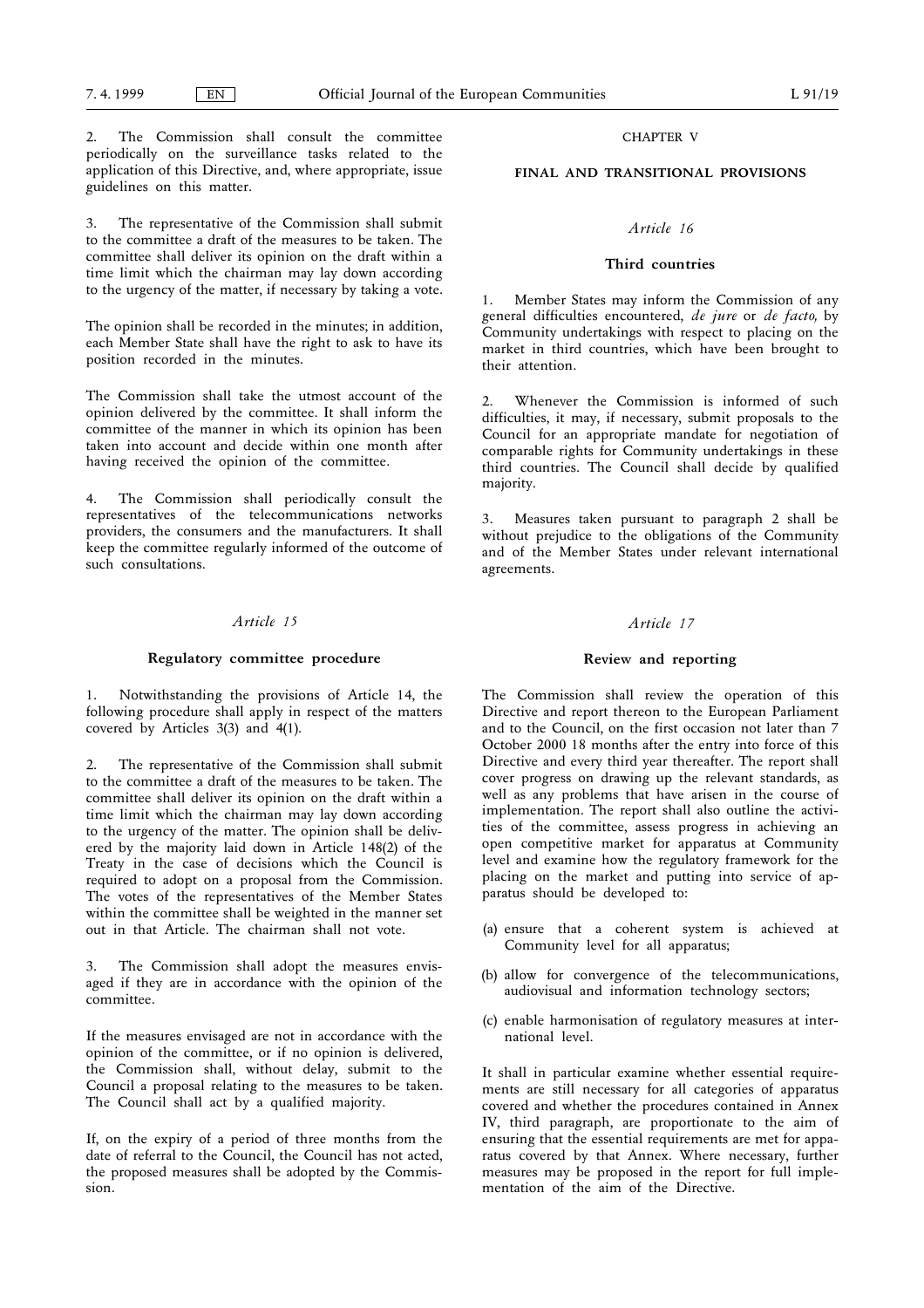2. The Commission shall consult the committee periodically on the surveillance tasks related to the application of this Directive, and, where appropriate, issue guidelines on this matter.

3. The representative of the Commission shall submit to the committee a draft of the measures to be taken. The committee shall deliver its opinion on the draft within a time limit which the chairman may lay down according to the urgency of the matter, if necessary by taking a vote.

The opinion shall be recorded in the minutes; in addition, each Member State shall have the right to ask to have its position recorded in the minutes.

The Commission shall take the utmost account of the opinion delivered by the committee. It shall inform the committee of the manner in which its opinion has been taken into account and decide within one month after having received the opinion of the committee.

4. The Commission shall periodically consult the representatives of the telecommunications networks providers, the consumers and the manufacturers. It shall keep the committee regularly informed of the outcome of such consultations.

### *Article 15*

### Regulatory committee procedure

1. Notwithstanding the provisions of Article 14, the following procedure shall apply in respect of the matters covered by Articles 3(3) and 4(1).

2. The representative of the Commission shall submit to the committee a draft of the measures to be taken. The committee shall deliver its opinion on the draft within a time limit which the chairman may lay down according to the urgency of the matter. The opinion shall be delivered by the majority laid down in Article 148(2) of the Treaty in the case of decisions which the Council is required to adopt on a proposal from the Commission. The votes of the representatives of the Member States within the committee shall be weighted in the manner set out in that Article. The chairman shall not vote.

3. The Commission shall adopt the measures envisaged if they are in accordance with the opinion of the committee.

If the measures envisaged are not in accordance with the opinion of the committee, or if no opinion is delivered, the Commission shall, without delay, submit to the Council a proposal relating to the measures to be taken. The Council shall act by a qualified majority.

If, on the expiry of a period of three months from the date of referral to the Council, the Council has not acted, the proposed measures shall be adopted by the Commission.

## CHAPTER V

## FINAL AND TRANSITIONAL PROVISIONS

### *Article 16*

### Third countries

1. Member States may inform the Commission of any general difficulties encountered, *de jure* or *de facto,* by Community undertakings with respect to placing on the market in third countries, which have been brought to their attention.

2. Whenever the Commission is informed of such difficulties, it may, if necessary, submit proposals to the Council for an appropriate mandate for negotiation of comparable rights for Community undertakings in these third countries. The Council shall decide by qualified majority.

3. Measures taken pursuant to paragraph 2 shall be without prejudice to the obligations of the Community and of the Member States under relevant international agreements.

### *Article 17*

### Review and reporting

The Commission shall review the operation of this Directive and report thereon to the European Parliament and to the Council, on the first occasion not later than 7 October 2000 18 months after the entry into force of this Directive and every third year thereafter. The report shall cover progress on drawing up the relevant standards, as well as any problems that have arisen in the course of implementation. The report shall also outline the activities of the committee, assess progress in achieving an open competitive market for apparatus at Community level and examine how the regulatory framework for the placing on the market and putting into service of apparatus should be developed to:

(a) ensure that a coherent system is achieved at Community level for all apparatus;

(b) allow for convergence of the telecommunications, audiovisual and information technology sectors;

(c) enable harmonisation of regulatory measures at international level.

It shall in particular examine whether essential requirements are still necessary for all categories of apparatus covered and whether the procedures contained in Annex IV, third paragraph, are proportionate to the aim of ensuring that the essential requirements are met for apparatus covered by that Annex. Where necessary, further measures may be proposed in the report for full implementation of the aim of the Directive.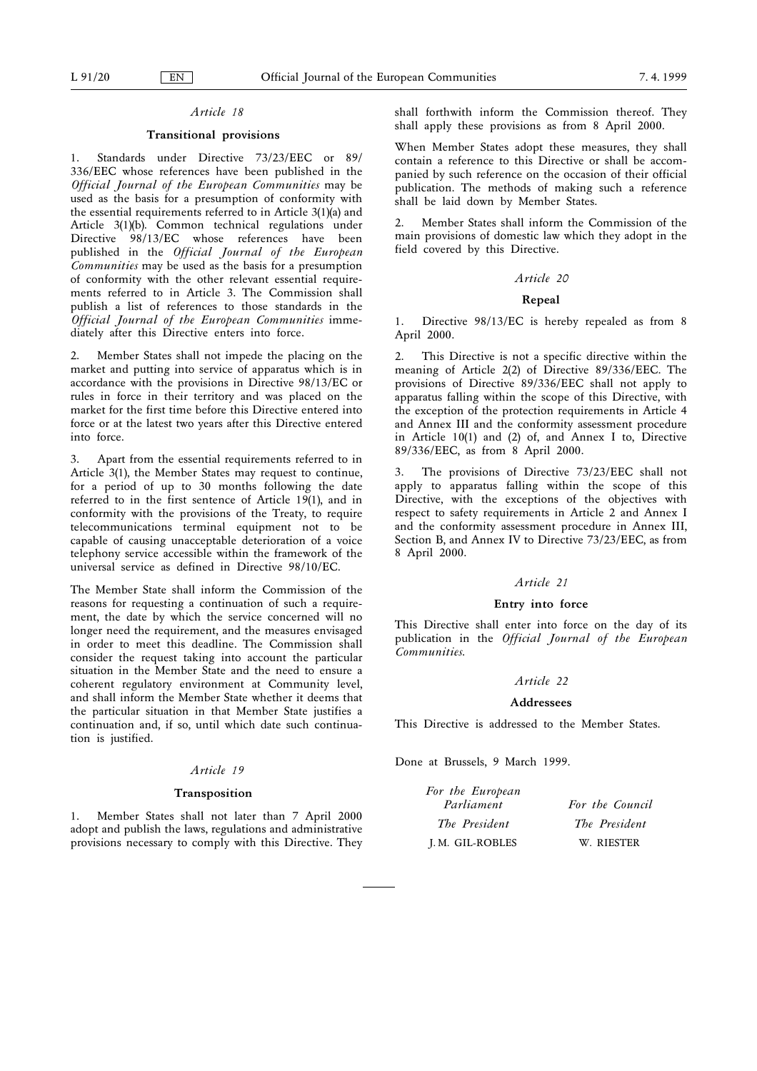*Article 18*

**Transitional provisions**

1. Standards under Directive 73/23/EEC or 89/336/EEC whose references have been published in the *Official Journal of the European Communities* may be used as the basis for a presumption of conformity with the essential requirements referred to in Article 3(1)(a) and Article 3(1)(b). Common technical regulations under Directive 98/13/EC whose references have been published in the *Official Journal of the European Communities* may be used as the basis for a presumption of conformity with the other relevant essential requirements referred to in Article 3. The Commission shall publish a list of references to those standards in the *Official Journal of the European Communities* immediately after this Directive enters into force.

2. Member States shall not impede the placing on the market and putting into service of apparatus which is in accordance with the provisions in Directive 98/13/EC or rules in force in their territory and was placed on the market for the first time before this Directive entered into force or at the latest two years after this Directive entered into force.

3. Apart from the essential requirements referred to in Article 3(1), the Member States may request to continue, for a period of up to 30 months following the date referred to in the first sentence of Article 19(1), and in conformity with the provisions of the Treaty, to require telecommunications terminal equipment not to be capable of causing unacceptable deterioration of a voice telephony service accessible within the framework of the universal service as defined in Directive 98/10/EC.

The Member State shall inform the Commission of the reasons for requesting a continuation of such a requirement, the date by which the service concerned will no longer need the requirement, and the measures envisaged in order to meet this deadline. The Commission shall consider the request taking into account the particular situation in the Member State and the need to ensure a coherent regulatory environment at Community level, and shall inform the Member State whether it deems that the particular situation in that Member State justifies a continuation and, if so, until which date such continuation is justified.

*Article 19*

**Transposition**

1. Member States shall not later than 7 April 2000 adopt and publish the laws, regulations and administrative provisions necessary to comply with this Directive. They shall forthwith inform the Commission thereof. They shall apply these provisions as from 8 April 2000.

When Member States adopt these measures, they shall contain a reference to this Directive or shall be accompanied by such reference on the occasion of their official publication. The methods of making such a reference shall be laid down by Member States.

2. Member States shall inform the Commission of the main provisions of domestic law which they adopt in the field covered by this Directive.

*Article 20*

**Repeal**

1. Directive 98/13/EC is hereby repealed as from 8 April 2000.

2. This Directive is not a specific directive within the meaning of Article 2(2) of Directive 89/336/EEC. The provisions of Directive 89/336/EEC shall not apply to apparatus falling within the scope of this Directive, with the exception of the protection requirements in Article 4 and Annex III and the conformity assessment procedure in Article 10(1) and (2) of, and Annex I to, Directive 89/336/EEC, as from 8 April 2000.

3. The provisions of Directive 73/23/EEC shall not apply to apparatus falling within the scope of this Directive, with the exceptions of the objectives with respect to safety requirements in Article 2 and Annex I and the conformity assessment procedure in Annex III, Section B, and Annex IV to Directive 73/23/EEC, as from 8 April 2000.

*Article 21*

**Entry into force**

This Directive shall enter into force on the day of its publication in the *Official Journal of the European Communities*.

*Article 22*

**Addressees**

This Directive is addressed to the Member States.

Done at Brussels, 9 March 1999.

| *For the European Parliament* | *For the Council* |
|---|---|
| *The President* | *The President* |
| J. M. GIL-ROBLES | W. RIESTER |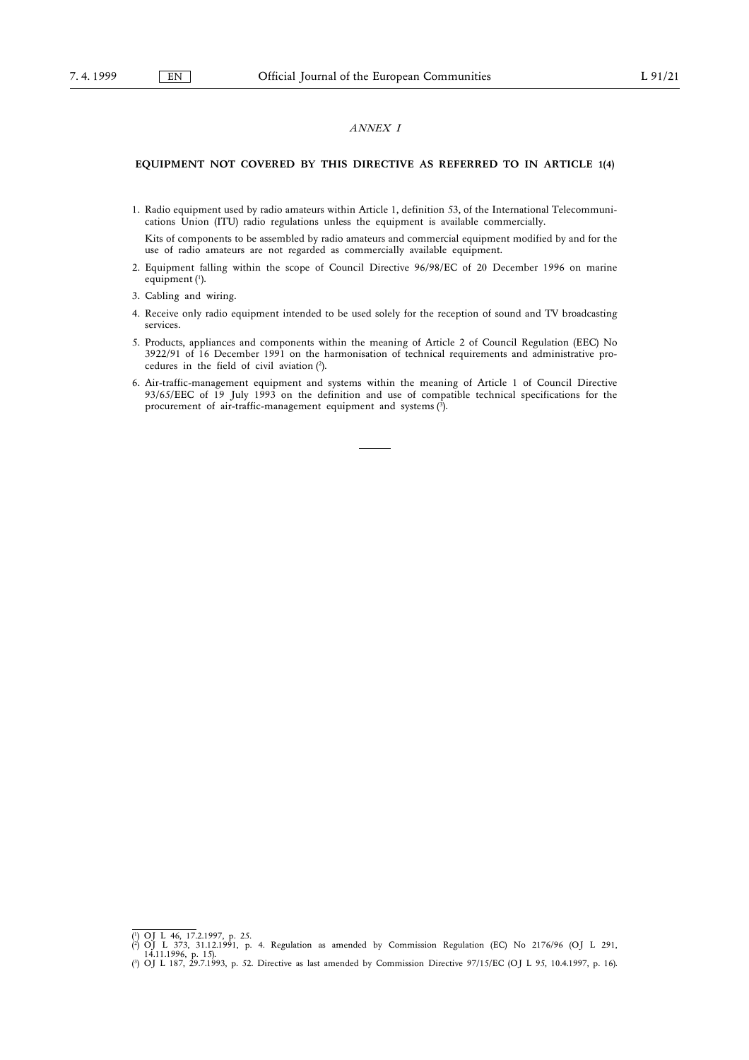*ANNEX I*

**EQUIPMENT NOT COVERED BY THIS DIRECTIVE AS REFERRED TO IN ARTICLE 1(4)**

1. Radio equipment used by radio amateurs within Article 1, definition 53, of the International Telecommunications Union (ITU) radio regulations unless the equipment is available commercially.

   Kits of components to be assembled by radio amateurs and commercial equipment modified by and for the use of radio amateurs are not regarded as commercially available equipment.

2. Equipment falling within the scope of Council Directive 96/98/EC of 20 December 1996 on marine equipment [1].

3. Cabling and wiring.

4. Receive only radio equipment intended to be used solely for the reception of sound and TV broadcasting services.

5. Products, appliances and components within the meaning of Article 2 of Council Regulation (EEC) No 3922/91 of 16 December 1991 on the harmonisation of technical requirements and administrative procedures in the field of civil aviation [2].

6. Air-traffic-management equipment and systems within the meaning of Article 1 of Council Directive 93/65/EEC of 19 July 1993 on the definition and use of compatible technical specifications for the procurement of air-traffic-management equipment and systems [3].

---

[1] OJ L 46, 17.2.1997, p. 25.
[2] OJ L 373, 31.12.1991, p. 4. Regulation as amended by Commission Regulation (EC) No 2176/96 (OJ L 291, 14.11.1996, p. 15).
[3] OJ L 187, 29.7.1993, p. 52. Directive as last amended by Commission Directive 97/15/EC (OJ L 95, 10.4.1997, p. 16).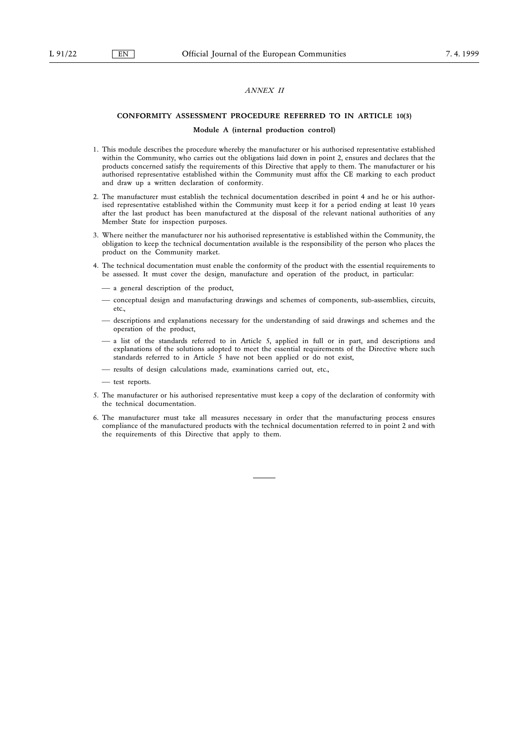*ANNEX II*

## CONFORMITY ASSESSMENT PROCEDURE REFERRED TO IN ARTICLE 10(3)

### Module A (internal production control)

1. This module describes the procedure whereby the manufacturer or his authorised representative established within the Community, who carries out the obligations laid down in point 2, ensures and declares that the products concerned satisfy the requirements of this Directive that apply to them. The manufacturer or his authorised representative established within the Community must affix the CE marking to each product and draw up a written declaration of conformity.

2. The manufacturer must establish the technical documentation described in point 4 and he or his authorised representative established within the Community must keep it for a period ending at least 10 years after the last product has been manufactured at the disposal of the relevant national authorities of any Member State for inspection purposes.

3. Where neither the manufacturer nor his authorised representative is established within the Community, the obligation to keep the technical documentation available is the responsibility of the person who places the product on the Community market.

4. The technical documentation must enable the conformity of the product with the essential requirements to be assessed. It must cover the design, manufacture and operation of the product, in particular:

   - a general description of the product,
   - conceptual design and manufacturing drawings and schemes of components, sub-assemblies, circuits, etc.,
   - descriptions and explanations necessary for the understanding of said drawings and schemes and the operation of the product,
   - a list of the standards referred to in Article 5, applied in full or in part, and descriptions and explanations of the solutions adopted to meet the essential requirements of the Directive where such standards referred to in Article 5 have not been applied or do not exist,
   - results of design calculations made, examinations carried out, etc.,
   - test reports.

5. The manufacturer or his authorised representative must keep a copy of the declaration of conformity with the technical documentation.

6. The manufacturer must take all measures necessary in order that the manufacturing process ensures compliance of the manufactured products with the technical documentation referred to in point 2 and with the requirements of this Directive that apply to them.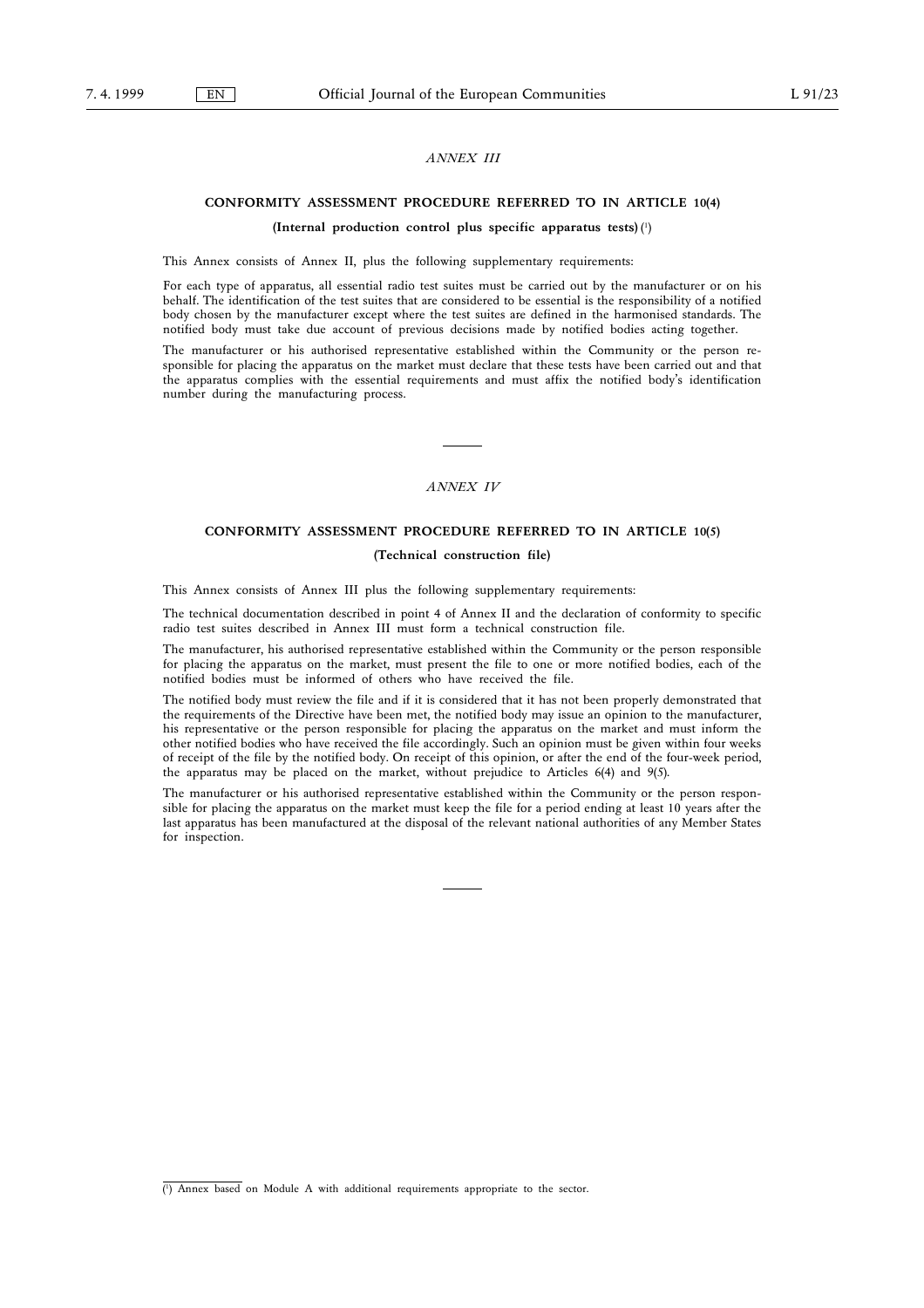*ANNEX III*

**CONFORMITY ASSESSMENT PROCEDURE REFERRED TO IN ARTICLE 10(4)**

**(Internal production control plus specific apparatus tests)** [1]

This Annex consists of Annex II, plus the following supplementary requirements:

For each type of apparatus, all essential radio test suites must be carried out by the manufacturer or on his behalf. The identification of the test suites that are considered to be essential is the responsibility of a notified body chosen by the manufacturer except where the test suites are defined in the harmonised standards. The notified body must take due account of previous decisions made by notified bodies acting together.

The manufacturer or his authorised representative established within the Community or the person responsible for placing the apparatus on the market must declare that these tests have been carried out and that the apparatus complies with the essential requirements and must affix the notified body's identification number during the manufacturing process.

---

*ANNEX IV*

**CONFORMITY ASSESSMENT PROCEDURE REFERRED TO IN ARTICLE 10(5)**

**(Technical construction file)**

This Annex consists of Annex III plus the following supplementary requirements:

The technical documentation described in point 4 of Annex II and the declaration of conformity to specific radio test suites described in Annex III must form a technical construction file.

The manufacturer, his authorised representative established within the Community or the person responsible for placing the apparatus on the market, must present the file to one or more notified bodies, each of the notified bodies must be informed of others who have received the file.

The notified body must review the file and if it is considered that it has not been properly demonstrated that the requirements of the Directive have been met, the notified body may issue an opinion to the manufacturer, his representative or the person responsible for placing the apparatus on the market and must inform the other notified bodies who have received the file accordingly. Such an opinion must be given within four weeks of receipt of the file by the notified body. On receipt of this opinion, or after the end of the four-week period, the apparatus may be placed on the market, without prejudice to Articles 6(4) and 9(5).

The manufacturer or his authorised representative established within the Community or the person responsible for placing the apparatus on the market must keep the file for a period ending at least 10 years after the last apparatus has been manufactured at the disposal of the relevant national authorities of any Member States for inspection.

---

[1] Annex based on Module A with additional requirements appropriate to the sector.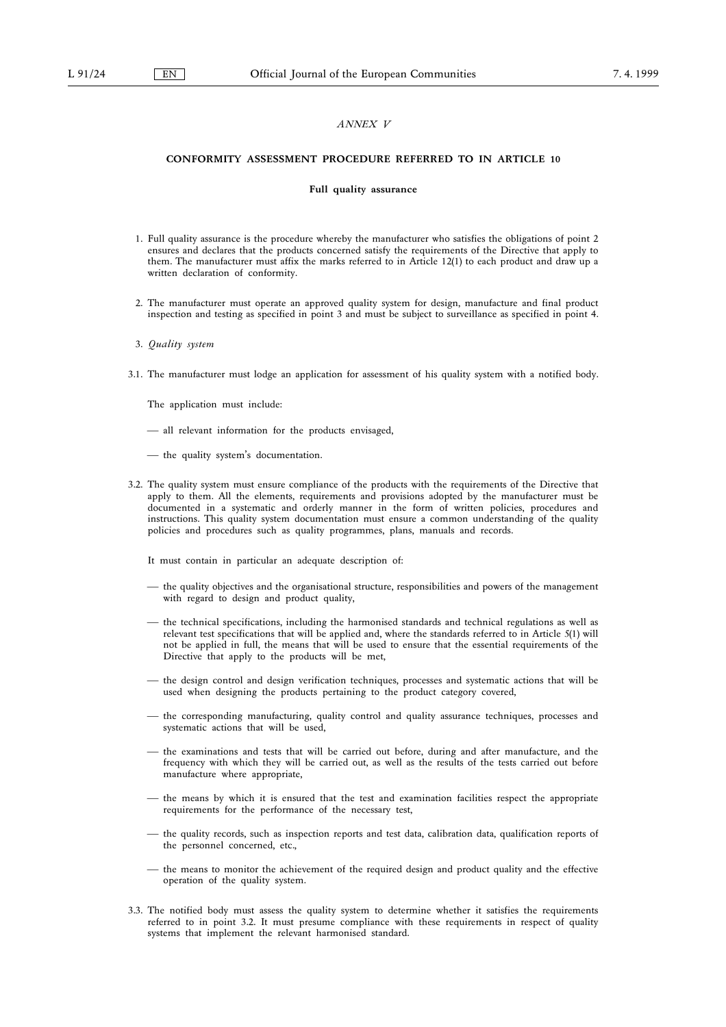*ANNEX V*

## CONFORMITY ASSESSMENT PROCEDURE REFERRED TO IN ARTICLE 10

### Full quality assurance

1. Full quality assurance is the procedure whereby the manufacturer who satisfies the obligations of point 2 ensures and declares that the products concerned satisfy the requirements of the Directive that apply to them. The manufacturer must affix the marks referred to in Article 12(1) to each product and draw up a written declaration of conformity.

2. The manufacturer must operate an approved quality system for design, manufacture and final product inspection and testing as specified in point 3 and must be subject to surveillance as specified in point 4.

3. *Quality system*

3.1. The manufacturer must lodge an application for assessment of his quality system with a notified body.

The application must include:

- all relevant information for the products envisaged,
- the quality system's documentation.

3.2. The quality system must ensure compliance of the products with the requirements of the Directive that apply to them. All the elements, requirements and provisions adopted by the manufacturer must be documented in a systematic and orderly manner in the form of written policies, procedures and instructions. This quality system documentation must ensure a common understanding of the quality policies and procedures such as quality programmes, plans, manuals and records.

It must contain in particular an adequate description of:

- the quality objectives and the organisational structure, responsibilities and powers of the management with regard to design and product quality,
- the technical specifications, including the harmonised standards and technical regulations as well as relevant test specifications that will be applied and, where the standards referred to in Article 5(1) will not be applied in full, the means that will be used to ensure that the essential requirements of the Directive that apply to the products will be met,
- the design control and design verification techniques, processes and systematic actions that will be used when designing the products pertaining to the product category covered,
- the corresponding manufacturing, quality control and quality assurance techniques, processes and systematic actions that will be used,
- the examinations and tests that will be carried out before, during and after manufacture, and the frequency with which they will be carried out, as well as the results of the tests carried out before manufacture where appropriate,
- the means by which it is ensured that the test and examination facilities respect the appropriate requirements for the performance of the necessary test,
- the quality records, such as inspection reports and test data, calibration data, qualification reports of the personnel concerned, etc.,
- the means to monitor the achievement of the required design and product quality and the effective operation of the quality system.

3.3. The notified body must assess the quality system to determine whether it satisfies the requirements referred to in point 3.2. It must presume compliance with these requirements in respect of quality systems that implement the relevant harmonised standard.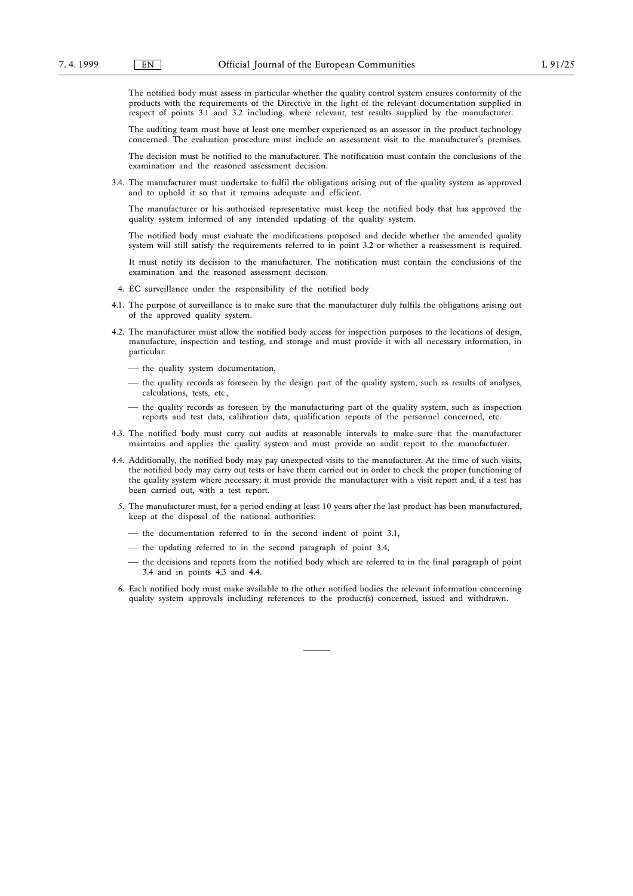The notified body must assess in particular whether the quality control system ensures conformity of the products with the requirements of the Directive in the light of the relevant documentation supplied in respect of points 3.1 and 3.2 including, where relevant, test results supplied by the manufacturer.

The auditing team must have at least one member experienced as an assessor in the product technology concerned. The evaluation procedure must include an assessment visit to the manufacturer's premises.

The decision must be notified to the manufacturer. The notification must contain the conclusions of the examination and the reasoned assessment decision.

3.4. The manufacturer must undertake to fulfil the obligations arising out of the quality system as approved and to uphold it so that it remains adequate and efficient.

The manufacturer or his authorised representative must keep the notified body that has approved the quality system informed of any intended updating of the quality system.

The notified body must evaluate the modifications proposed and decide whether the amended quality system will still satisfy the requirements referred to in point 3.2 or whether a reassessment is required.

It must notify its decision to the manufacturer. The notification must contain the conclusions of the examination and the reasoned assessment decision.

4. EC surveillance under the responsibility of the notified body

4.1. The purpose of surveillance is to make sure that the manufacturer duly fulfils the obligations arising out of the approved quality system.

4.2. The manufacturer must allow the notified body access for inspection purposes to the locations of design, manufacture, inspection and testing, and storage and must provide it with all necessary information, in particular:

— the quality system documentation,

— the quality records as foreseen by the design part of the quality system, such as results of analyses, calculations, tests, etc.,

— the quality records as foreseen by the manufacturing part of the quality system, such as inspection reports and test data, calibration data, qualification reports of the personnel concerned, etc.

4.3. The notified body must carry out audits at reasonable intervals to make sure that the manufacturer maintains and applies the quality system and must provide an audit report to the manufacturer.

4.4. Additionally, the notified body may pay unexpected visits to the manufacturer. At the time of such visits, the notified body may carry out tests or have them carried out in order to check the proper functioning of the quality system where necessary; it must provide the manufacturer with a visit report and, if a test has been carried out, with a test report.

5. The manufacturer must, for a period ending at least 10 years after the last product has been manufactured, keep at the disposal of the national authorities:

— the documentation referred to in the second indent of point 3.1,

— the updating referred to in the second paragraph of point 3.4,

— the decisions and reports from the notified body which are referred to in the final paragraph of point 3.4 and in points 4.3 and 4.4.

6. Each notified body must make available to the other notified bodies the relevant information concerning quality system approvals including references to the product(s) concerned, issued and withdrawn.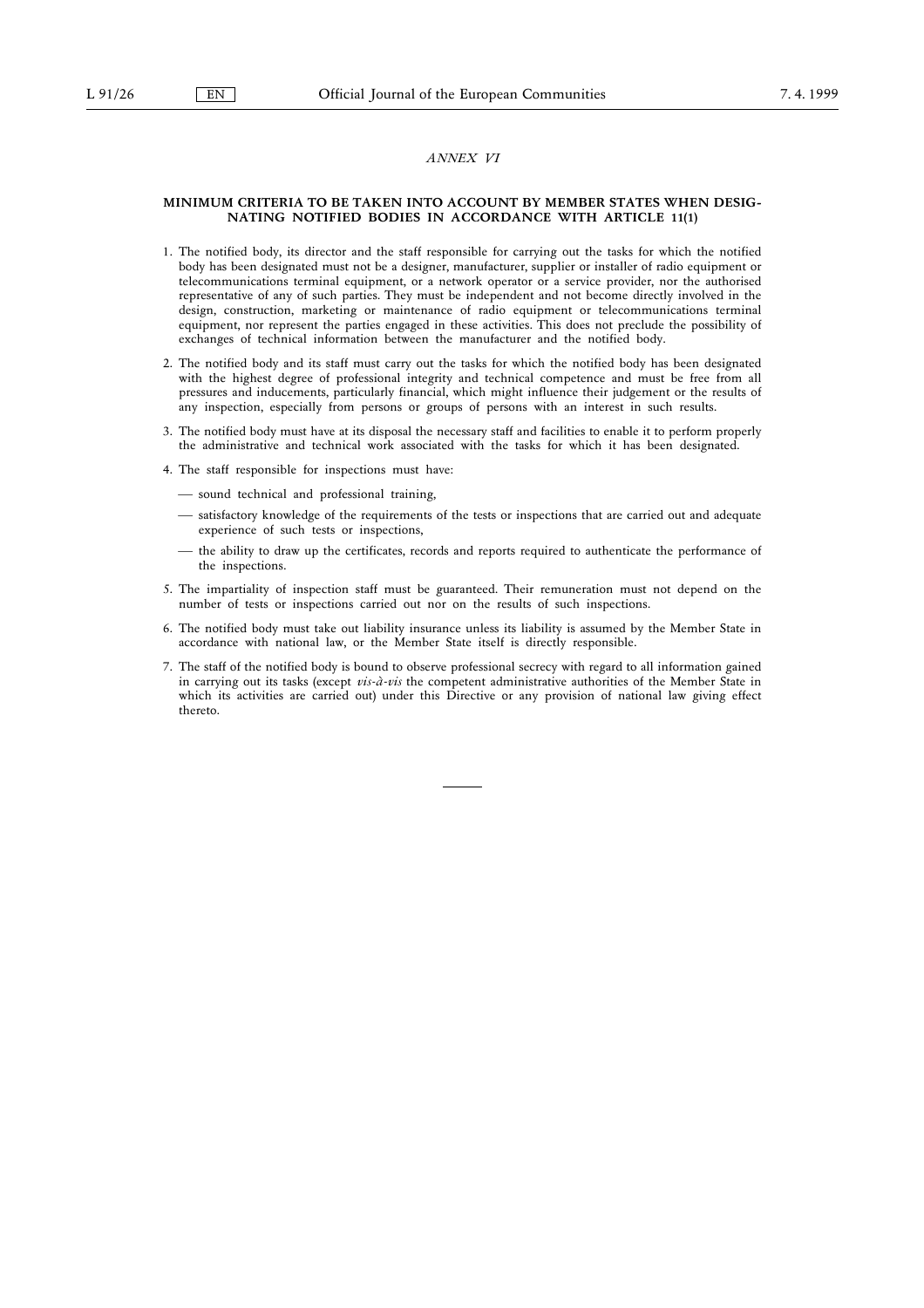*ANNEX VI*

## MINIMUM CRITERIA TO BE TAKEN INTO ACCOUNT BY MEMBER STATES WHEN DESIGNATING NOTIFIED BODIES IN ACCORDANCE WITH ARTICLE 11(1)

1. The notified body, its director and the staff responsible for carrying out the tasks for which the notified body has been designated must not be a designer, manufacturer, supplier or installer of radio equipment or telecommunications terminal equipment, or a network operator or a service provider, nor the authorised representative of any of such parties. They must be independent and not become directly involved in the design, construction, marketing or maintenance of radio equipment or telecommunications terminal equipment, nor represent the parties engaged in these activities. This does not preclude the possibility of exchanges of technical information between the manufacturer and the notified body.

2. The notified body and its staff must carry out the tasks for which the notified body has been designated with the highest degree of professional integrity and technical competence and must be free from all pressures and inducements, particularly financial, which might influence their judgement or the results of any inspection, especially from persons or groups of persons with an interest in such results.

3. The notified body must have at its disposal the necessary staff and facilities to enable it to perform properly the administrative and technical work associated with the tasks for which it has been designated.

4. The staff responsible for inspections must have:

   — sound technical and professional training,

   — satisfactory knowledge of the requirements of the tests or inspections that are carried out and adequate experience of such tests or inspections,

   — the ability to draw up the certificates, records and reports required to authenticate the performance of the inspections.

5. The impartiality of inspection staff must be guaranteed. Their remuneration must not depend on the number of tests or inspections carried out nor on the results of such inspections.

6. The notified body must take out liability insurance unless its liability is assumed by the Member State in accordance with national law, or the Member State itself is directly responsible.

7. The staff of the notified body is bound to observe professional secrecy with regard to all information gained in carrying out its tasks (except *vis-à-vis* the competent administrative authorities of the Member State in which its activities are carried out) under this Directive or any provision of national law giving effect thereto.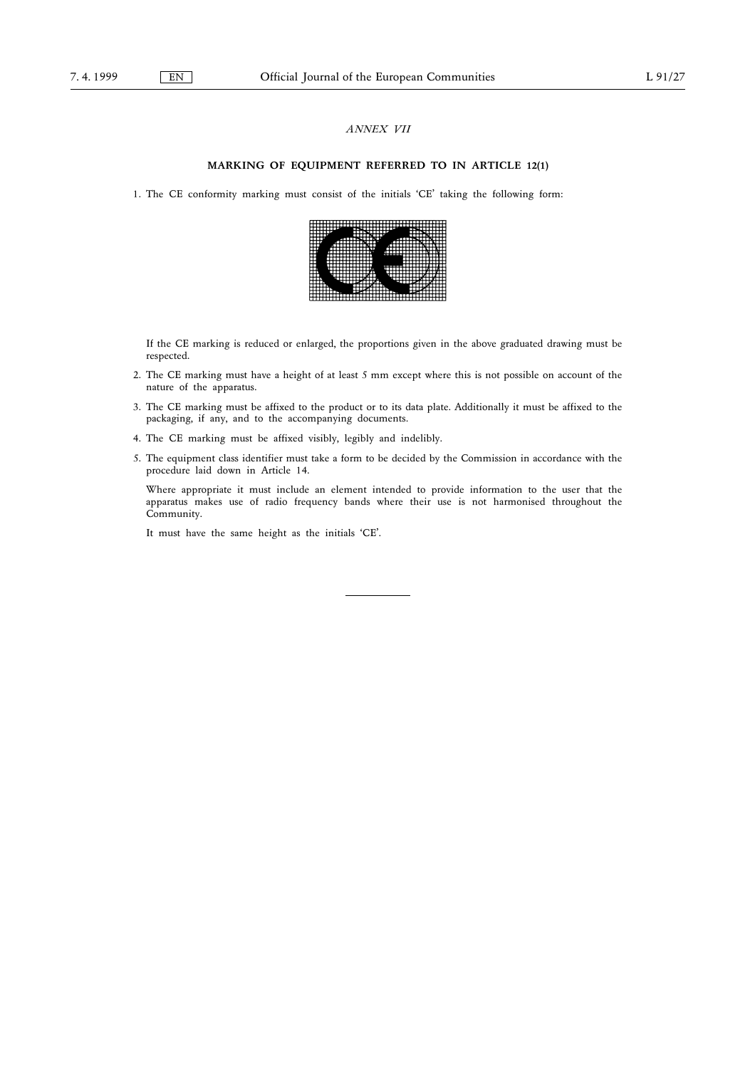*ANNEX VII*

**MARKING OF EQUIPMENT REFERRED TO IN ARTICLE 12(1)**

1. The CE conformity marking must consist of the initials 'CE' taking the following form:

   If the CE marking is reduced or enlarged, the proportions given in the above graduated drawing must be respected.

2. The CE marking must have a height of at least 5 mm except where this is not possible on account of the nature of the apparatus.

3. The CE marking must be affixed to the product or to its data plate. Additionally it must be affixed to the packaging, if any, and to the accompanying documents.

4. The CE marking must be affixed visibly, legibly and indelibly.

5. The equipment class identifier must take a form to be decided by the Commission in accordance with the procedure laid down in Article 14.

   Where appropriate it must include an element intended to provide information to the user that the apparatus makes use of radio frequency bands where their use is not harmonised throughout the Community.

   It must have the same height as the initials 'CE'.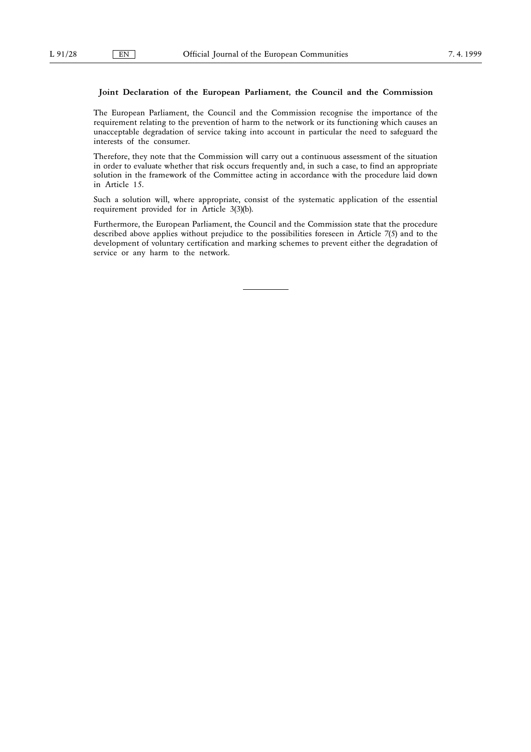**Joint Declaration of the European Parliament, the Council and the Commission**

The European Parliament, the Council and the Commission recognise the importance of the requirement relating to the prevention of harm to the network or its functioning which causes an unacceptable degradation of service taking into account in particular the need to safeguard the interests of the consumer.

Therefore, they note that the Commission will carry out a continuous assessment of the situation in order to evaluate whether that risk occurs frequently and, in such a case, to find an appropriate solution in the framework of the Committee acting in accordance with the procedure laid down in Article 15.

Such a solution will, where appropriate, consist of the systematic application of the essential requirement provided for in Article 3(3)(b).

Furthermore, the European Parliament, the Council and the Commission state that the procedure described above applies without prejudice to the possibilities foreseen in Article 7(5) and to the development of voluntary certification and marking schemes to prevent either the degradation of service or any harm to the network.